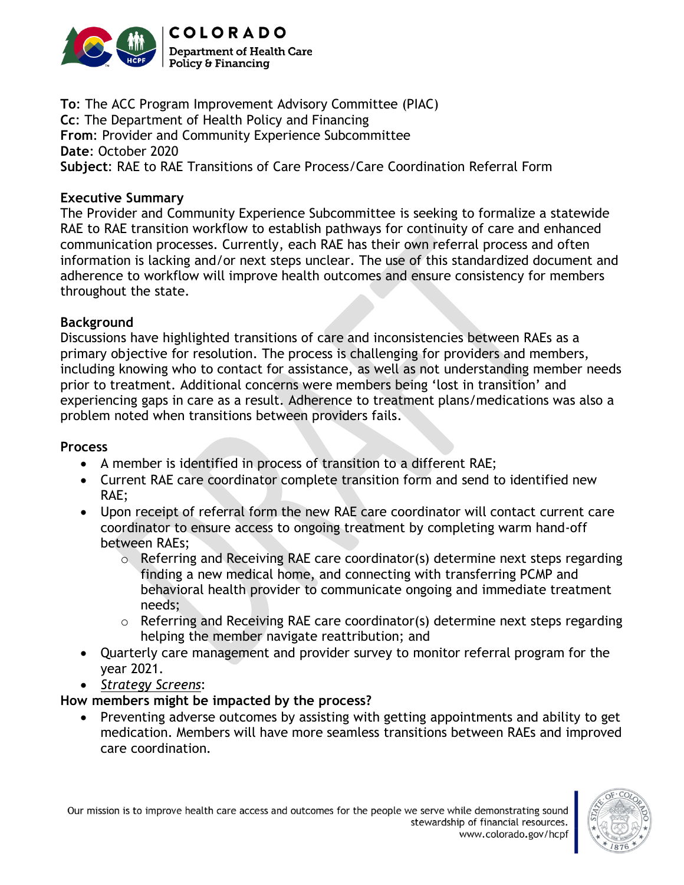**To**: The ACC Program Improvement Advisory Committee (PIAC)
**Cc**: The Department of Health Policy and Financing
**From**: Provider and Community Experience Subcommittee
**Date**: October 2020
**Subject**: RAE to RAE Transitions of Care Process/Care Coordination Referral Form

**Executive Summary**
The Provider and Community Experience Subcommittee is seeking to formalize a statewide RAE to RAE transition workflow to establish pathways for continuity of care and enhanced communication processes. Currently, each RAE has their own referral process and often information is lacking and/or next steps unclear. The use of this standardized document and adherence to workflow will improve health outcomes and ensure consistency for members throughout the state.

**Background**
Discussions have highlighted transitions of care and inconsistencies between RAEs as a primary objective for resolution. The process is challenging for providers and members, including knowing who to contact for assistance, as well as not understanding member needs prior to treatment. Additional concerns were members being 'lost in transition' and experiencing gaps in care as a result. Adherence to treatment plans/medications was also a problem noted when transitions between providers fails.

**Process**

- A member is identified in process of transition to a different RAE;
- Current RAE care coordinator complete transition form and send to identified new RAE;
- Upon receipt of referral form the new RAE care coordinator will contact current care coordinator to ensure access to ongoing treatment by completing warm hand-off between RAEs;
  - Referring and Receiving RAE care coordinator(s) determine next steps regarding finding a new medical home, and connecting with transferring PCMP and behavioral health provider to communicate ongoing and immediate treatment needs;
  - Referring and Receiving RAE care coordinator(s) determine next steps regarding helping the member navigate reattribution; and
- Quarterly care management and provider survey to monitor referral program for the year 2021.
- *Strategy Screens*:

**How members might be impacted by the process?**

- Preventing adverse outcomes by assisting with getting appointments and ability to get medication. Members will have more seamless transitions between RAEs and improved care coordination.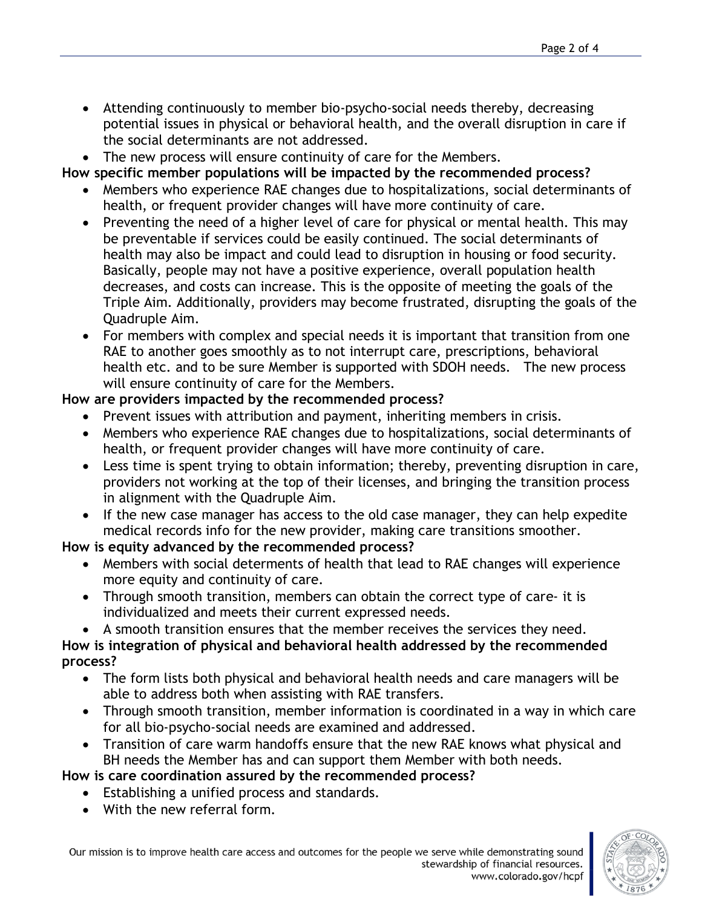- Attending continuously to member bio-psycho-social needs thereby, decreasing potential issues in physical or behavioral health, and the overall disruption in care if the social determinants are not addressed.
- The new process will ensure continuity of care for the Members.

**How specific member populations will be impacted by the recommended process?**

- Members who experience RAE changes due to hospitalizations, social determinants of health, or frequent provider changes will have more continuity of care.
- Preventing the need of a higher level of care for physical or mental health. This may be preventable if services could be easily continued. The social determinants of health may also be impact and could lead to disruption in housing or food security. Basically, people may not have a positive experience, overall population health decreases, and costs can increase. This is the opposite of meeting the goals of the Triple Aim. Additionally, providers may become frustrated, disrupting the goals of the Quadruple Aim.
- For members with complex and special needs it is important that transition from one RAE to another goes smoothly as to not interrupt care, prescriptions, behavioral health etc. and to be sure Member is supported with SDOH needs. The new process will ensure continuity of care for the Members.

**How are providers impacted by the recommended process?**

- Prevent issues with attribution and payment, inheriting members in crisis.
- Members who experience RAE changes due to hospitalizations, social determinants of health, or frequent provider changes will have more continuity of care.
- Less time is spent trying to obtain information; thereby, preventing disruption in care, providers not working at the top of their licenses, and bringing the transition process in alignment with the Quadruple Aim.
- If the new case manager has access to the old case manager, they can help expedite medical records info for the new provider, making care transitions smoother.

**How is equity advanced by the recommended process?**

- Members with social determents of health that lead to RAE changes will experience more equity and continuity of care.
- Through smooth transition, members can obtain the correct type of care- it is individualized and meets their current expressed needs.
- A smooth transition ensures that the member receives the services they need.

**How is integration of physical and behavioral health addressed by the recommended process?**

- The form lists both physical and behavioral health needs and care managers will be able to address both when assisting with RAE transfers.
- Through smooth transition, member information is coordinated in a way in which care for all bio-psycho-social needs are examined and addressed.
- Transition of care warm handoffs ensure that the new RAE knows what physical and BH needs the Member has and can support them Member with both needs.

**How is care coordination assured by the recommended process?**

- Establishing a unified process and standards.
- With the new referral form.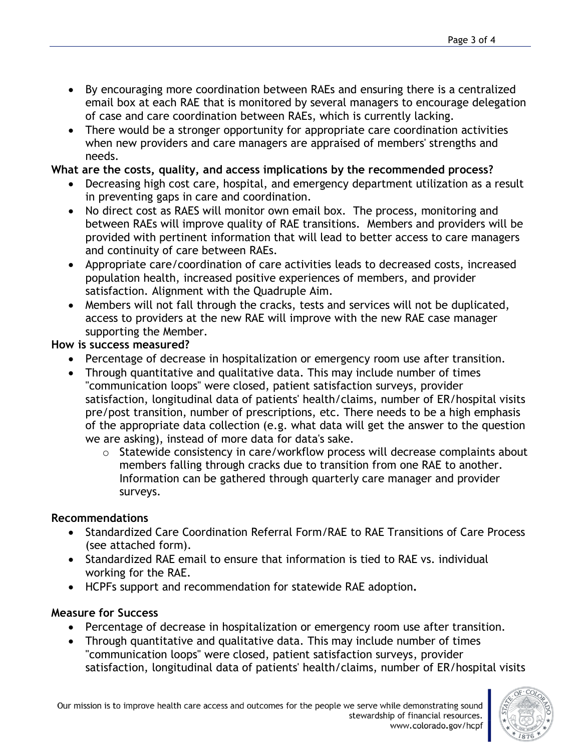- By encouraging more coordination between RAEs and ensuring there is a centralized email box at each RAE that is monitored by several managers to encourage delegation of case and care coordination between RAEs, which is currently lacking.
- There would be a stronger opportunity for appropriate care coordination activities when new providers and care managers are appraised of members' strengths and needs.

**What are the costs, quality, and access implications by the recommended process?**

- Decreasing high cost care, hospital, and emergency department utilization as a result in preventing gaps in care and coordination.
- No direct cost as RAES will monitor own email box. The process, monitoring and between RAEs will improve quality of RAE transitions. Members and providers will be provided with pertinent information that will lead to better access to care managers and continuity of care between RAEs.
- Appropriate care/coordination of care activities leads to decreased costs, increased population health, increased positive experiences of members, and provider satisfaction. Alignment with the Quadruple Aim.
- Members will not fall through the cracks, tests and services will not be duplicated, access to providers at the new RAE will improve with the new RAE case manager supporting the Member.

**How is success measured?**

- Percentage of decrease in hospitalization or emergency room use after transition.
- Through quantitative and qualitative data. This may include number of times "communication loops" were closed, patient satisfaction surveys, provider satisfaction, longitudinal data of patients' health/claims, number of ER/hospital visits pre/post transition, number of prescriptions, etc. There needs to be a high emphasis of the appropriate data collection (e.g. what data will get the answer to the question we are asking), instead of more data for data's sake.
  - Statewide consistency in care/workflow process will decrease complaints about members falling through cracks due to transition from one RAE to another. Information can be gathered through quarterly care manager and provider surveys.

**Recommendations**

- Standardized Care Coordination Referral Form/RAE to RAE Transitions of Care Process (see attached form).
- Standardized RAE email to ensure that information is tied to RAE vs. individual working for the RAE.
- HCPFs support and recommendation for statewide RAE adoption**.**

**Measure for Success**

- Percentage of decrease in hospitalization or emergency room use after transition.
- Through quantitative and qualitative data. This may include number of times "communication loops" were closed, patient satisfaction surveys, provider satisfaction, longitudinal data of patients' health/claims, number of ER/hospital visits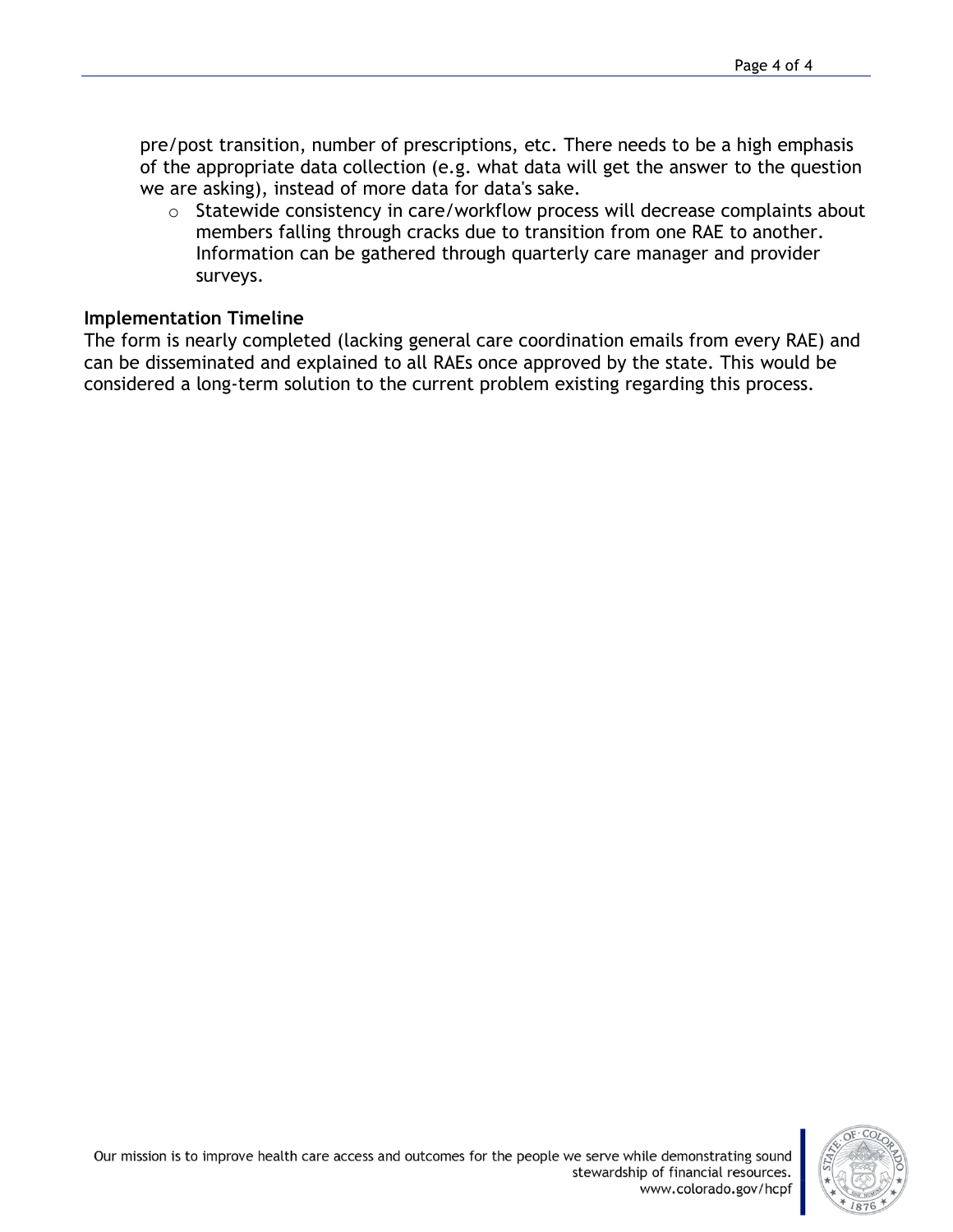pre/post transition, number of prescriptions, etc. There needs to be a high emphasis of the appropriate data collection (e.g. what data will get the answer to the question we are asking), instead of more data for data's sake.

- Statewide consistency in care/workflow process will decrease complaints about members falling through cracks due to transition from one RAE to another. Information can be gathered through quarterly care manager and provider surveys.

**Implementation Timeline**

The form is nearly completed (lacking general care coordination emails from every RAE) and can be disseminated and explained to all RAEs once approved by the state. This would be considered a long-term solution to the current problem existing regarding this process.